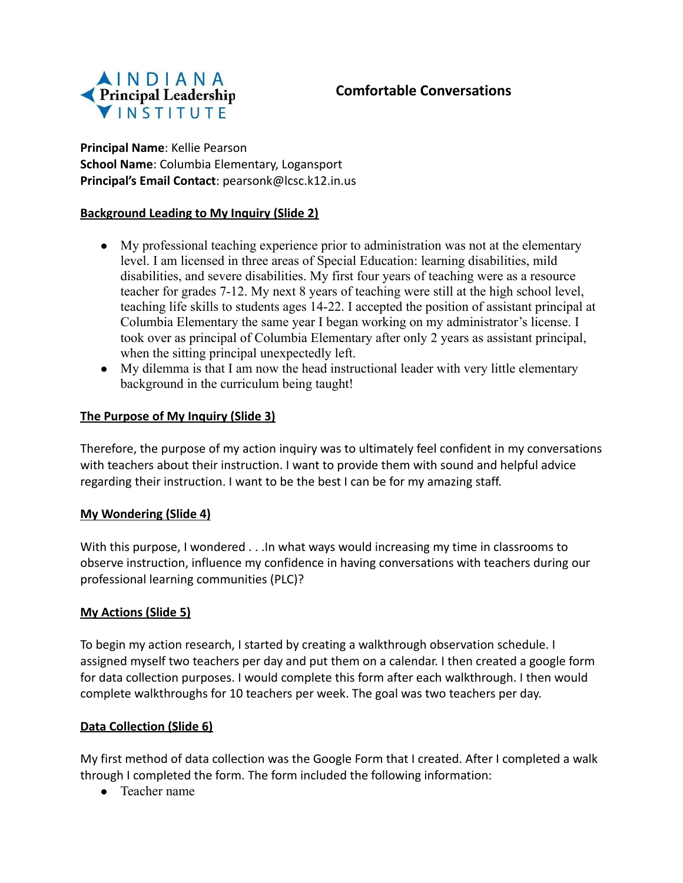INDIANA Principal Leadership INSTITUTE

# Comfortable Conversations

**Principal Name**: Kellie Pearson
**School Name**: Columbia Elementary, Logansport
**Principal's Email Contact**: pearsonk@lcsc.k12.in.us

## Background Leading to My Inquiry (Slide 2)

- My professional teaching experience prior to administration was not at the elementary level. I am licensed in three areas of Special Education: learning disabilities, mild disabilities, and severe disabilities. My first four years of teaching were as a resource teacher for grades 7-12. My next 8 years of teaching were still at the high school level, teaching life skills to students ages 14-22. I accepted the position of assistant principal at Columbia Elementary the same year I began working on my administrator's license. I took over as principal of Columbia Elementary after only 2 years as assistant principal, when the sitting principal unexpectedly left.
- My dilemma is that I am now the head instructional leader with very little elementary background in the curriculum being taught!

## The Purpose of My Inquiry (Slide 3)

Therefore, the purpose of my action inquiry was to ultimately feel confident in my conversations with teachers about their instruction. I want to provide them with sound and helpful advice regarding their instruction. I want to be the best I can be for my amazing staff.

## My Wondering (Slide 4)

With this purpose, I wondered . . .In what ways would increasing my time in classrooms to observe instruction, influence my confidence in having conversations with teachers during our professional learning communities (PLC)?

## My Actions (Slide 5)

To begin my action research, I started by creating a walkthrough observation schedule. I assigned myself two teachers per day and put them on a calendar. I then created a google form for data collection purposes. I would complete this form after each walkthrough. I then would complete walkthroughs for 10 teachers per week. The goal was two teachers per day.

## Data Collection (Slide 6)

My first method of data collection was the Google Form that I created. After I completed a walk through I completed the form. The form included the following information:

- Teacher name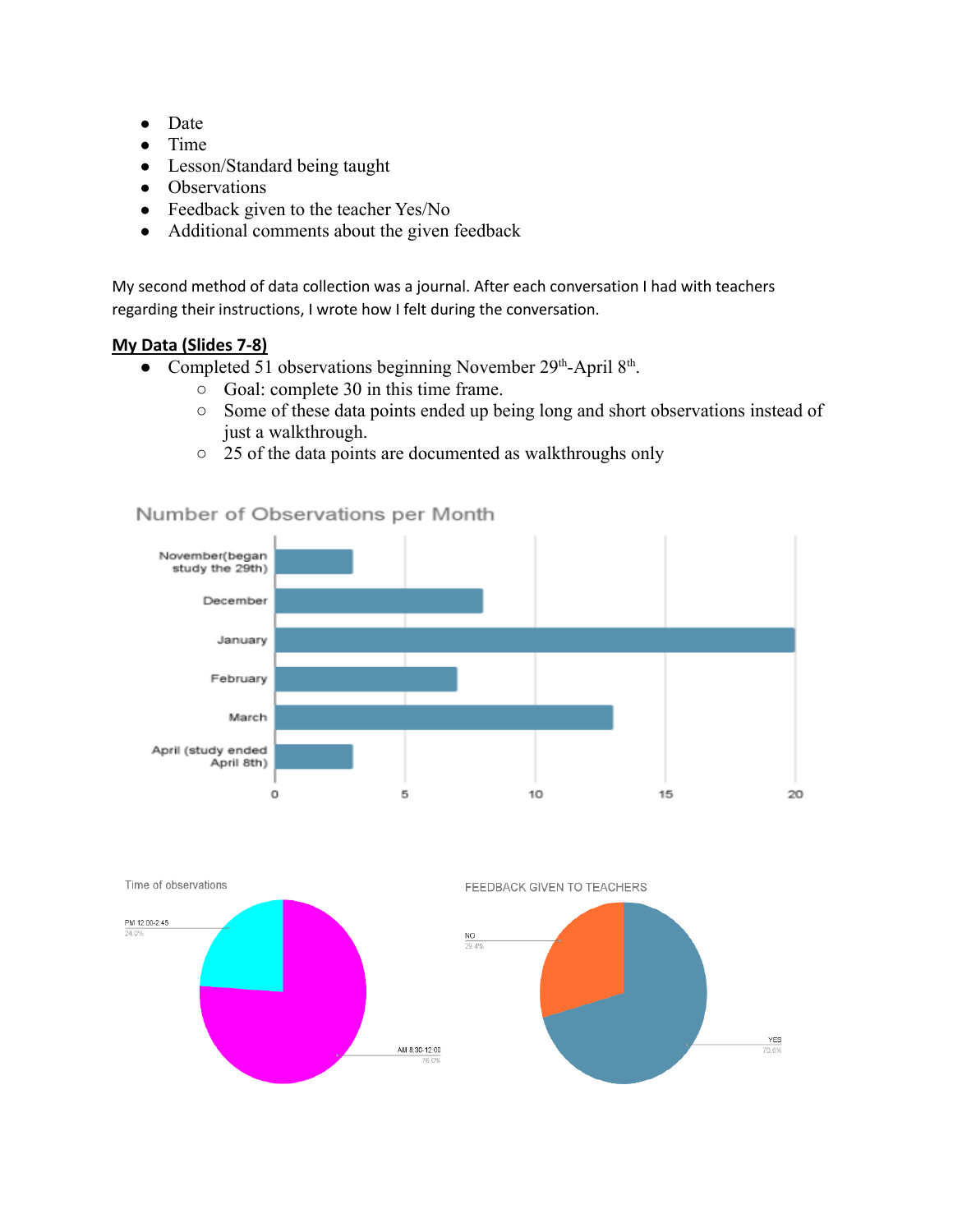- Date
- Time
- Lesson/Standard being taught
- Observations
- Feedback given to the teacher Yes/No
- Additional comments about the given feedback

My second method of data collection was a journal. After each conversation I had with teachers regarding their instructions, I wrote how I felt during the conversation.

## My Data (Slides 7-8)

- Completed 51 observations beginning November 29th-April 8th.
  - Goal: complete 30 in this time frame.
  - Some of these data points ended up being long and short observations instead of just a walkthrough.
  - 25 of the data points are documented as walkthroughs only

Number of Observations per Month

| Month | Observations |
|---|---|
| November(began study the 29th) | 3 |
| December | 8 |
| January | 20 |
| February | 7 |
| March | 13 |
| April (study ended April 8th) | 3 |

Time of observations

| Time | Percentage |
|---|---|
| PM 12:00-2:45 | 24.0% |
| AM 8:30-12:00 | 76.0% |

FEEDBACK GIVEN TO TEACHERS

| Feedback | Percentage |
|---|---|
| NO | 29.4% |
| YES | 70.6% |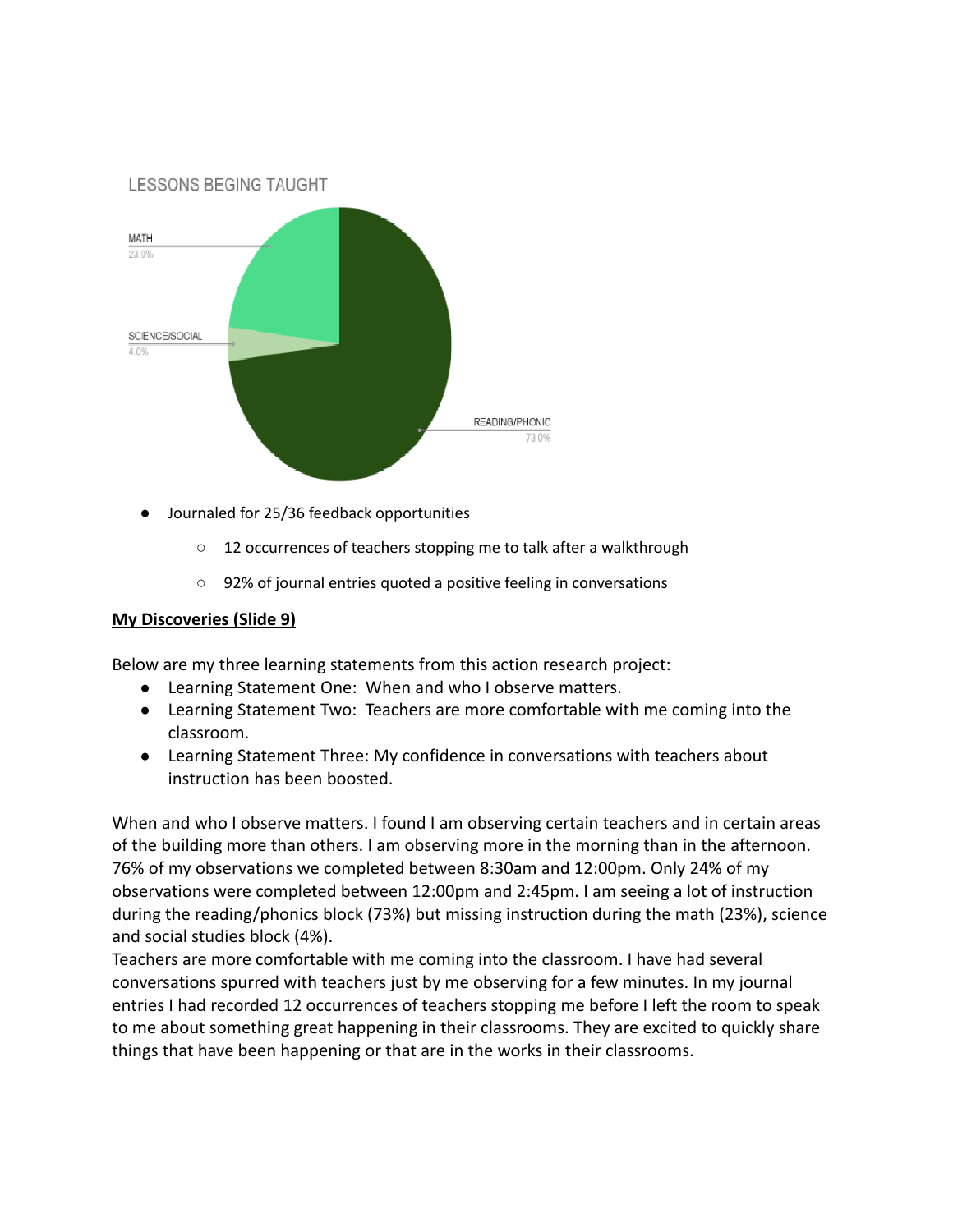LESSONS BEGING TAUGHT

MATH 23.0%

SCIENCE/SOCIAL 4.0%

READING/PHONIC 73.0%

- Journaled for 25/36 feedback opportunities
  - 12 occurrences of teachers stopping me to talk after a walkthrough
  - 92% of journal entries quoted a positive feeling in conversations

**<u>My Discoveries (Slide 9)</u>**

Below are my three learning statements from this action research project:

- Learning Statement One: When and who I observe matters.
- Learning Statement Two: Teachers are more comfortable with me coming into the classroom.
- Learning Statement Three: My confidence in conversations with teachers about instruction has been boosted.

When and who I observe matters. I found I am observing certain teachers and in certain areas of the building more than others. I am observing more in the morning than in the afternoon. 76% of my observations we completed between 8:30am and 12:00pm. Only 24% of my observations were completed between 12:00pm and 2:45pm. I am seeing a lot of instruction during the reading/phonics block (73%) but missing instruction during the math (23%), science and social studies block (4%).
Teachers are more comfortable with me coming into the classroom. I have had several conversations spurred with teachers just by me observing for a few minutes. In my journal entries I had recorded 12 occurrences of teachers stopping me before I left the room to speak to me about something great happening in their classrooms. They are excited to quickly share things that have been happening or that are in the works in their classrooms.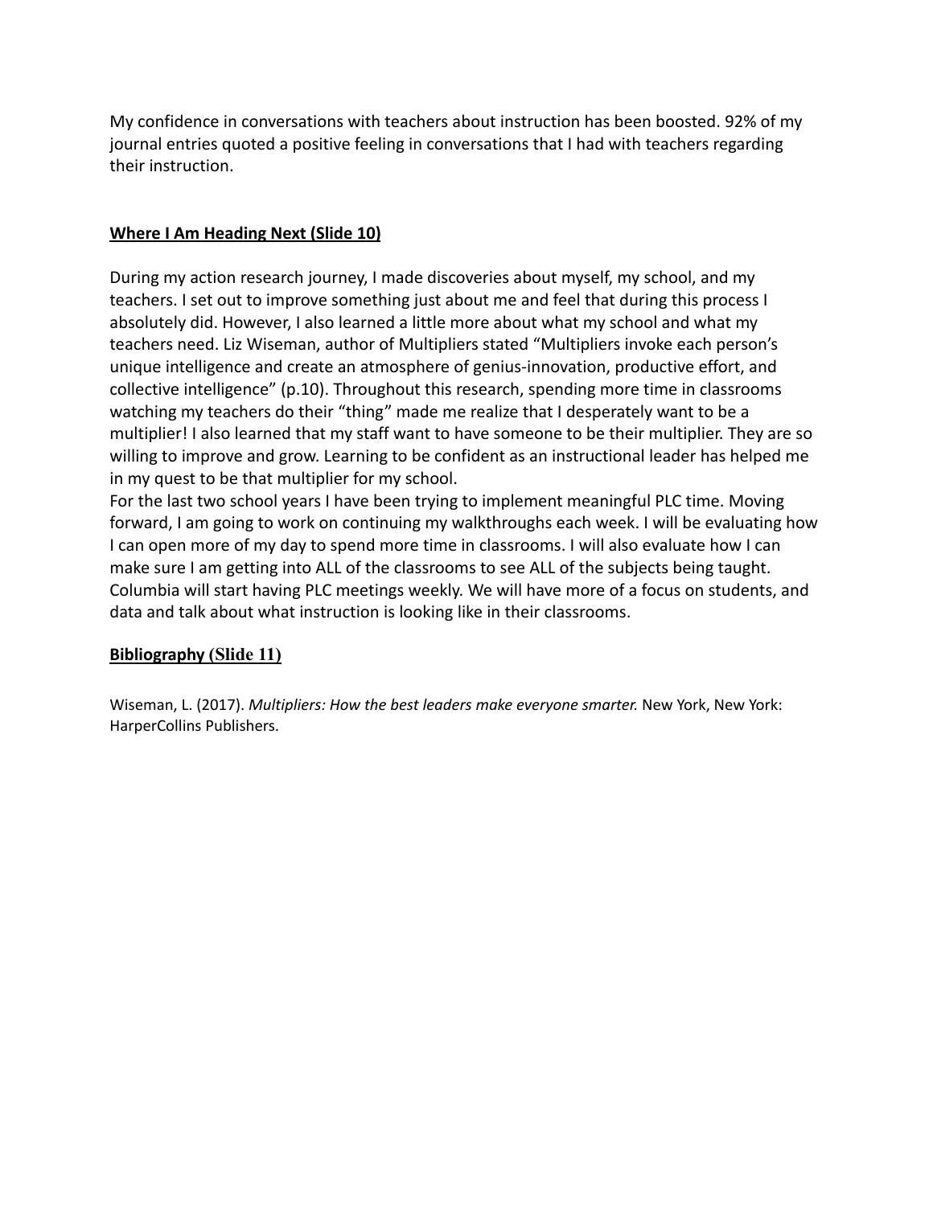My confidence in conversations with teachers about instruction has been boosted. 92% of my journal entries quoted a positive feeling in conversations that I had with teachers regarding their instruction.

## Where I Am Heading Next (Slide 10)

During my action research journey, I made discoveries about myself, my school, and my teachers. I set out to improve something just about me and feel that during this process I absolutely did. However, I also learned a little more about what my school and what my teachers need. Liz Wiseman, author of Multipliers stated "Multipliers invoke each person's unique intelligence and create an atmosphere of genius-innovation, productive effort, and collective intelligence" (p.10). Throughout this research, spending more time in classrooms watching my teachers do their "thing" made me realize that I desperately want to be a multiplier! I also learned that my staff want to have someone to be their multiplier. They are so willing to improve and grow. Learning to be confident as an instructional leader has helped me in my quest to be that multiplier for my school.

For the last two school years I have been trying to implement meaningful PLC time. Moving forward, I am going to work on continuing my walkthroughs each week. I will be evaluating how I can open more of my day to spend more time in classrooms. I will also evaluate how I can make sure I am getting into ALL of the classrooms to see ALL of the subjects being taught. Columbia will start having PLC meetings weekly. We will have more of a focus on students, and data and talk about what instruction is looking like in their classrooms.

## Bibliography (Slide 11)

Wiseman, L. (2017). *Multipliers: How the best leaders make everyone smarter.* New York, New York: HarperCollins Publishers.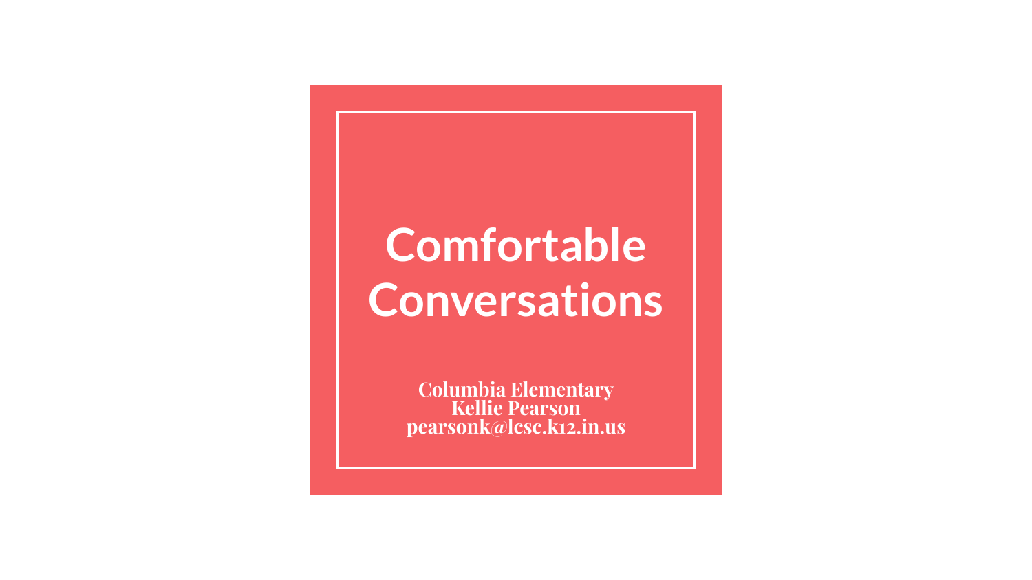# Comfortable Conversations

**Columbia Elementary**
**Kellie Pearson**
**pearsonk@lcsc.k12.in.us**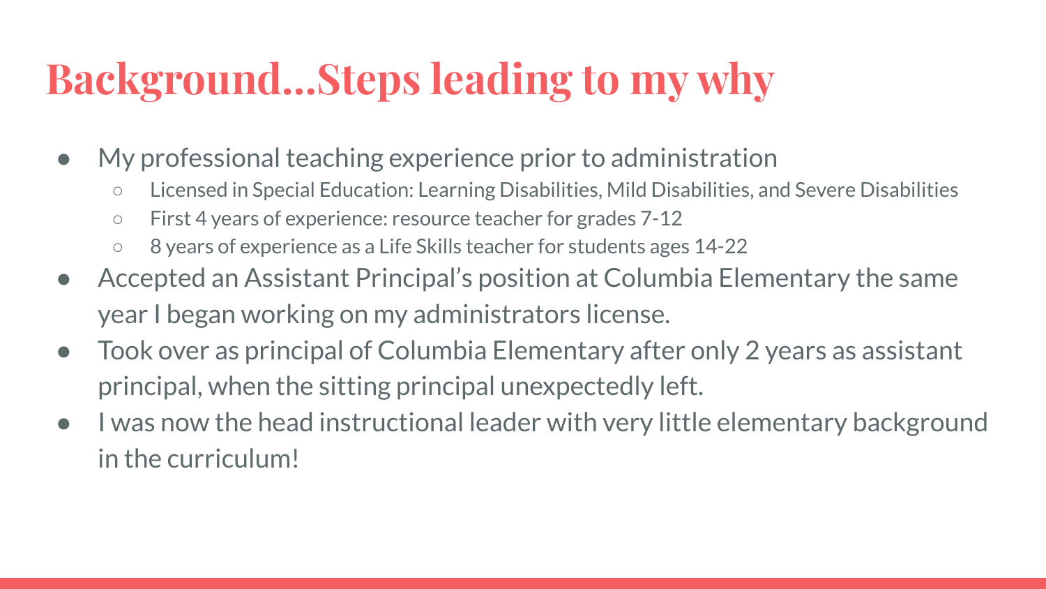# Background...Steps leading to my why

- My professional teaching experience prior to administration
  - Licensed in Special Education: Learning Disabilities, Mild Disabilities, and Severe Disabilities
  - First 4 years of experience: resource teacher for grades 7-12
  - 8 years of experience as a Life Skills teacher for students ages 14-22
- Accepted an Assistant Principal's position at Columbia Elementary the same year I began working on my administrators license.
- Took over as principal of Columbia Elementary after only 2 years as assistant principal, when the sitting principal unexpectedly left.
- I was now the head instructional leader with very little elementary background in the curriculum!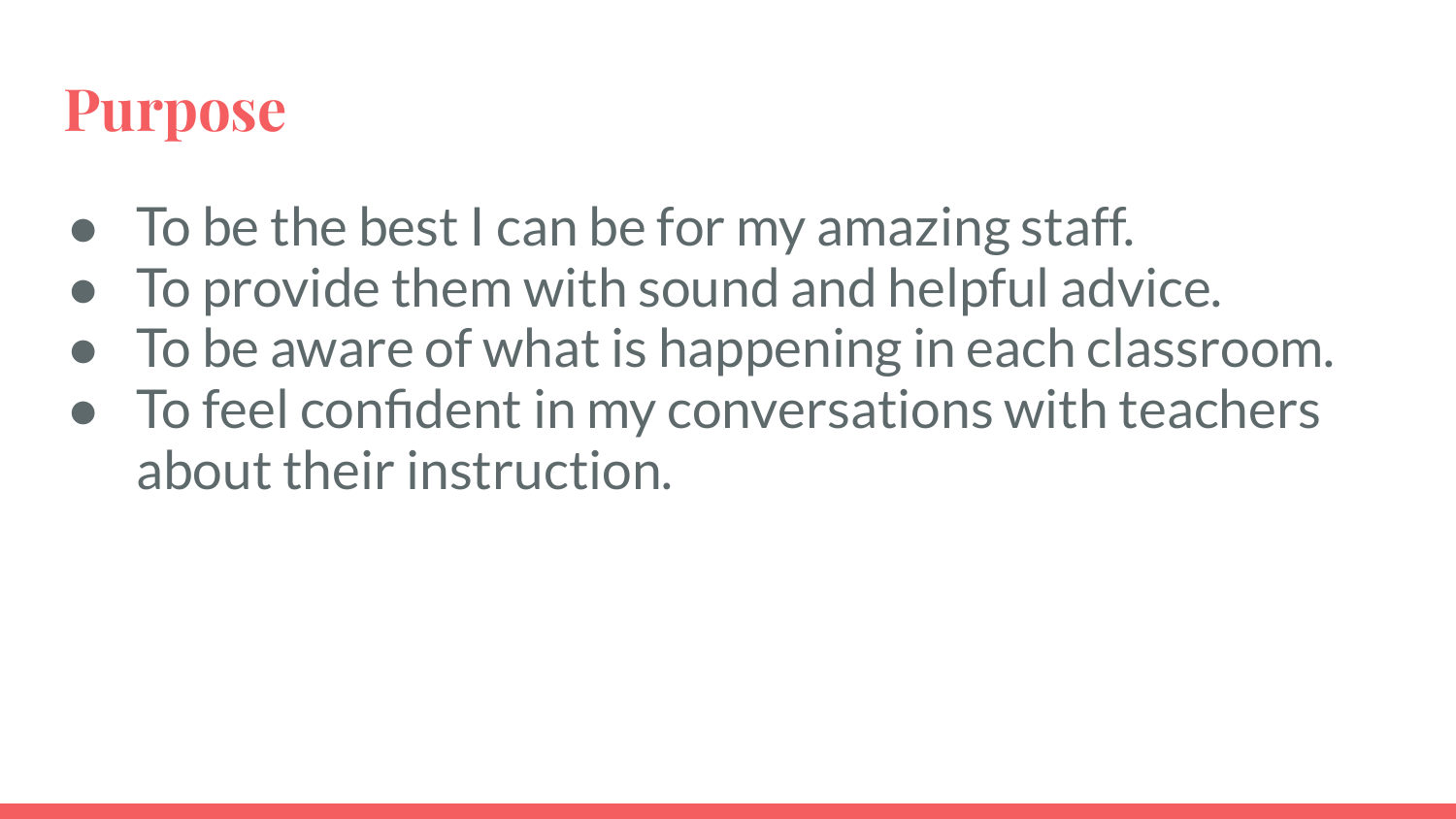# Purpose

- To be the best I can be for my amazing staff.
- To provide them with sound and helpful advice.
- To be aware of what is happening in each classroom.
- To feel confident in my conversations with teachers about their instruction.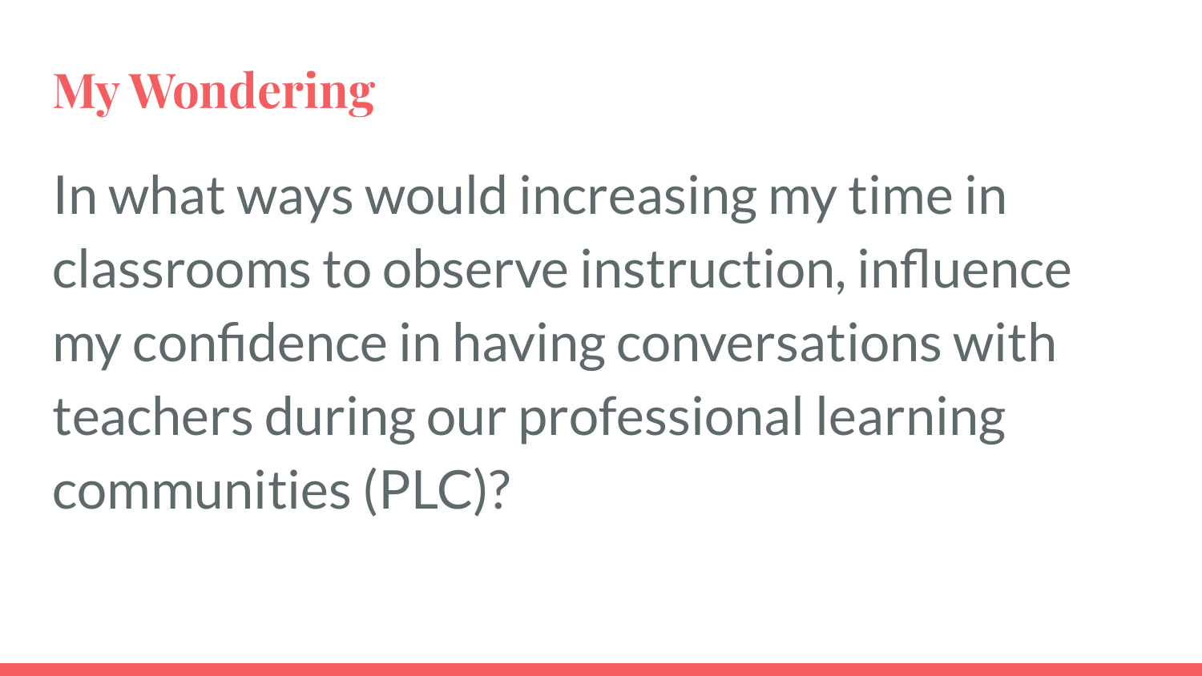# My Wondering

In what ways would increasing my time in classrooms to observe instruction, influence my confidence in having conversations with teachers during our professional learning communities (PLC)?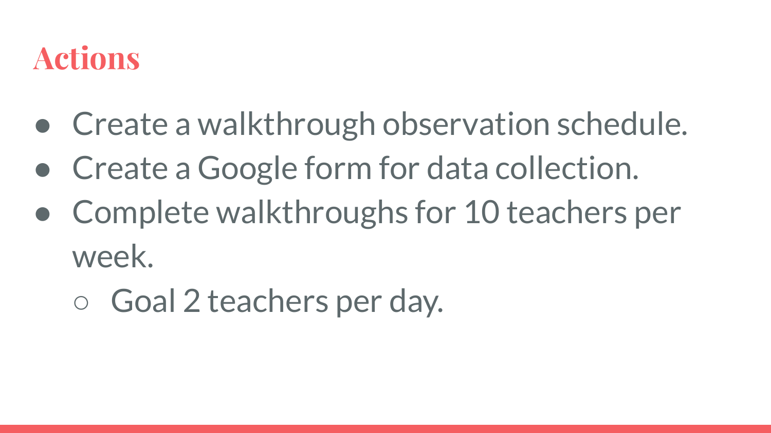# Actions

- Create a walkthrough observation schedule.
- Create a Google form for data collection.
- Complete walkthroughs for 10 teachers per week.
    - Goal 2 teachers per day.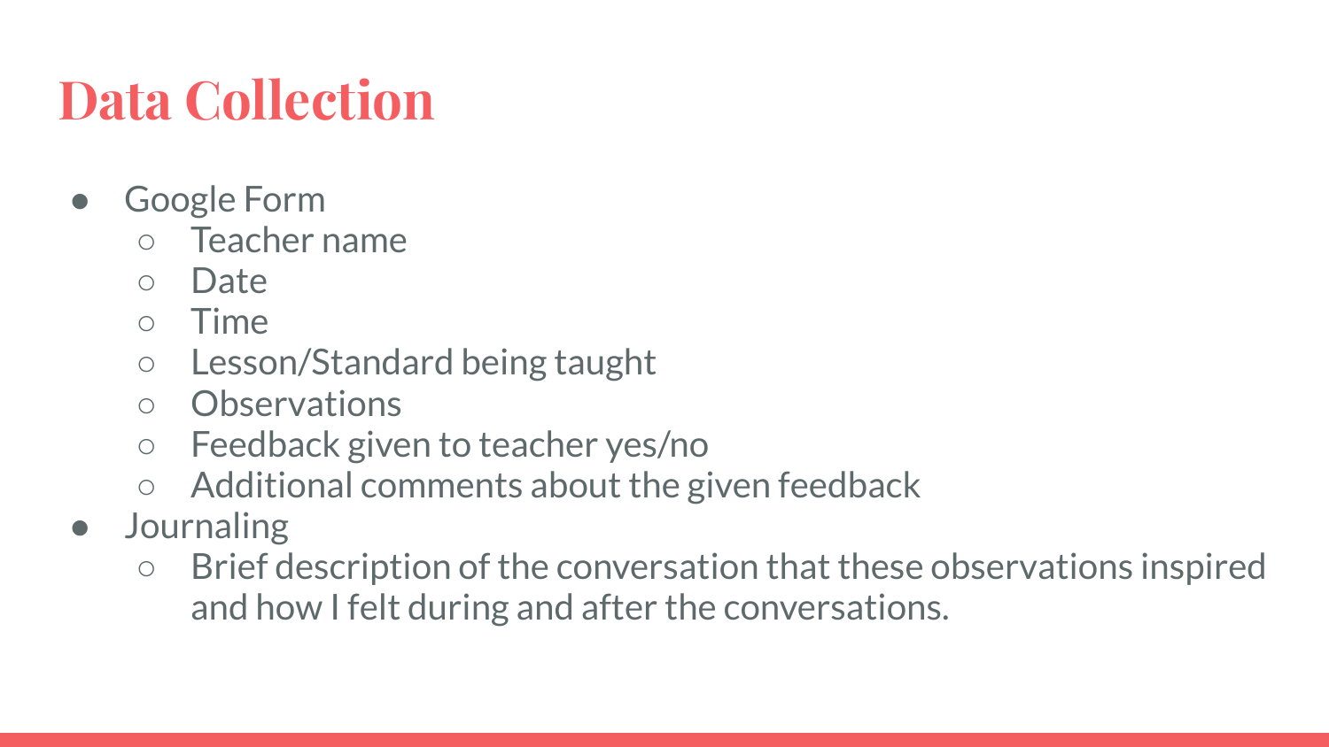# Data Collection

- Google Form
  - Teacher name
  - Date
  - Time
  - Lesson/Standard being taught
  - Observations
  - Feedback given to teacher yes/no
  - Additional comments about the given feedback
- Journaling
  - Brief description of the conversation that these observations inspired and how I felt during and after the conversations.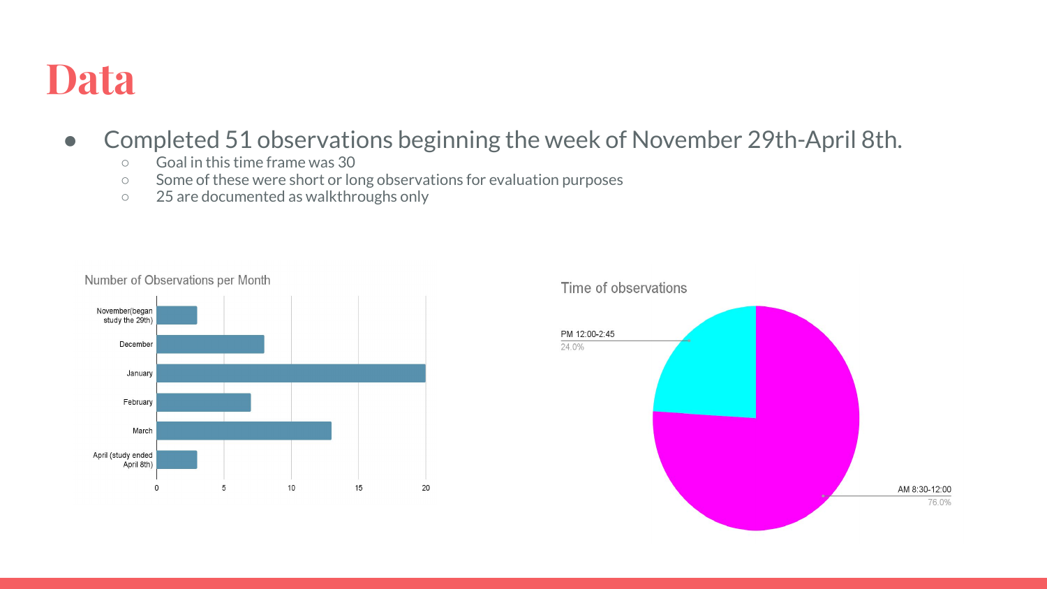# Data

- Completed 51 observations beginning the week of November 29th-April 8th.
  - Goal in this time frame was 30
  - Some of these were short or long observations for evaluation purposes
  - 25 are documented as walkthroughs only

**Number of Observations per Month**

| Month | Observations |
|---|---|
| November(began study the 29th) | 3 |
| December | 8 |
| January | 20 |
| February | 7 |
| March | 13 |
| April (study ended April 8th) | 3 |

**Time of observations**

| Time | Percentage |
|---|---|
| PM 12:00-2:45 | 24.0% |
| AM 8:30-12:00 | 76.0% |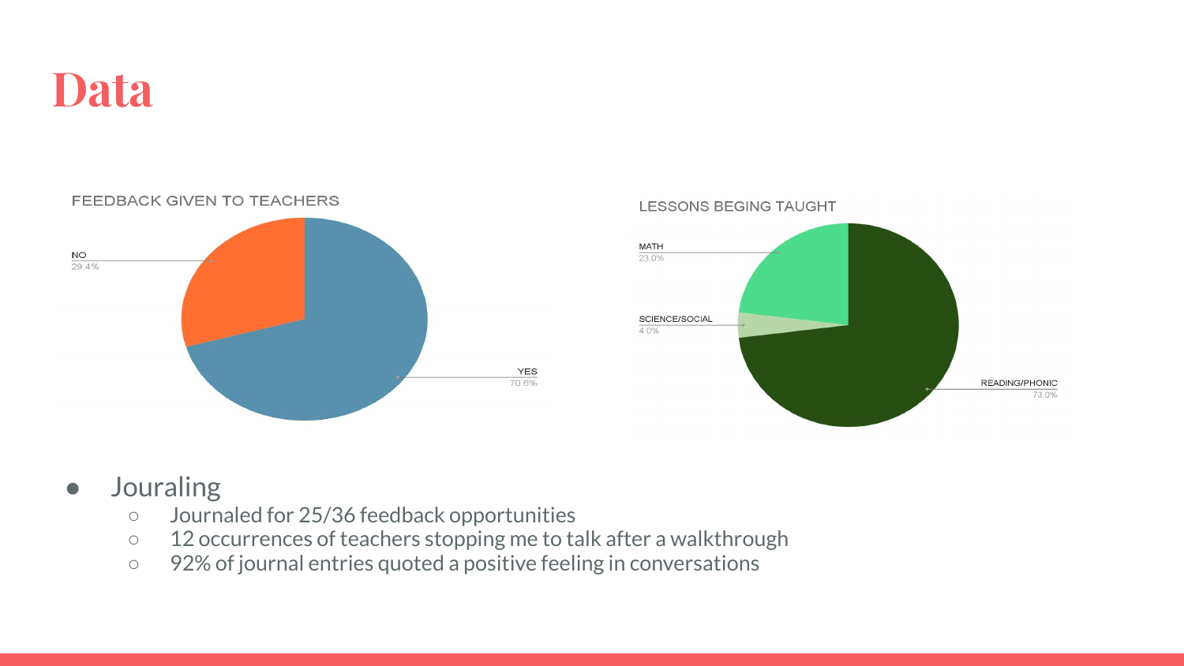# Data

FEEDBACK GIVEN TO TEACHERS

- NO: 29.4%
- YES: 70.6%

LESSONS BEGING TAUGHT

- MATH: 23.0%
- SCIENCE/SOCIAL: 4.0%
- READING/PHONIC: 73.0%

- Jouraling
  - Journaled for 25/36 feedback opportunities
  - 12 occurrences of teachers stopping me to talk after a walkthrough
  - 92% of journal entries quoted a positive feeling in conversations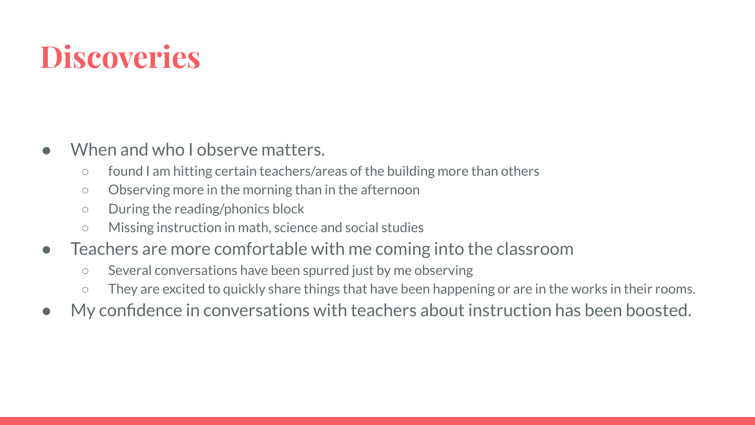# Discoveries

- When and who I observe matters.
  - found I am hitting certain teachers/areas of the building more than others
  - Observing more in the morning than in the afternoon
  - During the reading/phonics block
  - Missing instruction in math, science and social studies
- Teachers are more comfortable with me coming into the classroom
  - Several conversations have been spurred just by me observing
  - They are excited to quickly share things that have been happening or are in the works in their rooms.
- My confidence in conversations with teachers about instruction has been boosted.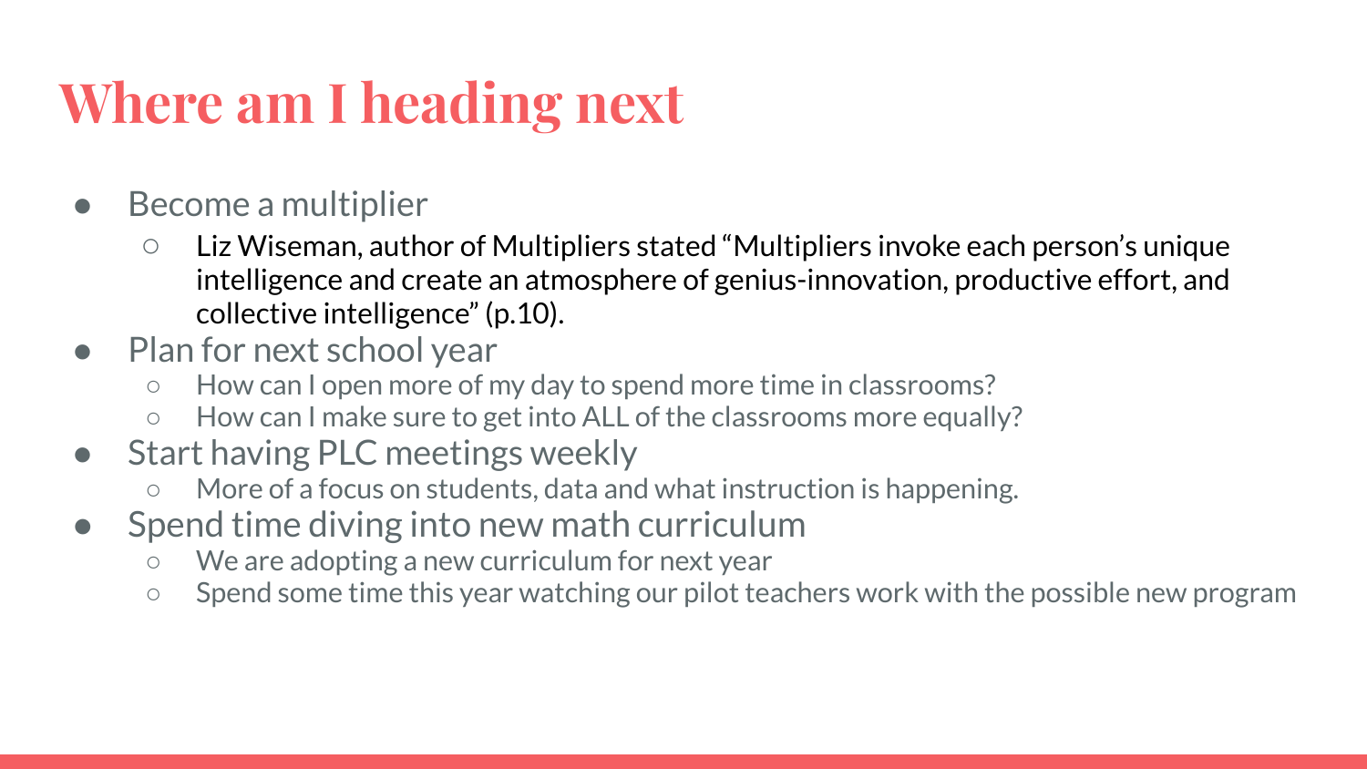# Where am I heading next

- Become a multiplier
  - Liz Wiseman, author of Multipliers stated "Multipliers invoke each person's unique intelligence and create an atmosphere of genius-innovation, productive effort, and collective intelligence" (p.10).
- Plan for next school year
  - How can I open more of my day to spend more time in classrooms?
  - How can I make sure to get into ALL of the classrooms more equally?
- Start having PLC meetings weekly
  - More of a focus on students, data and what instruction is happening.
- Spend time diving into new math curriculum
  - We are adopting a new curriculum for next year
  - Spend some time this year watching our pilot teachers work with the possible new program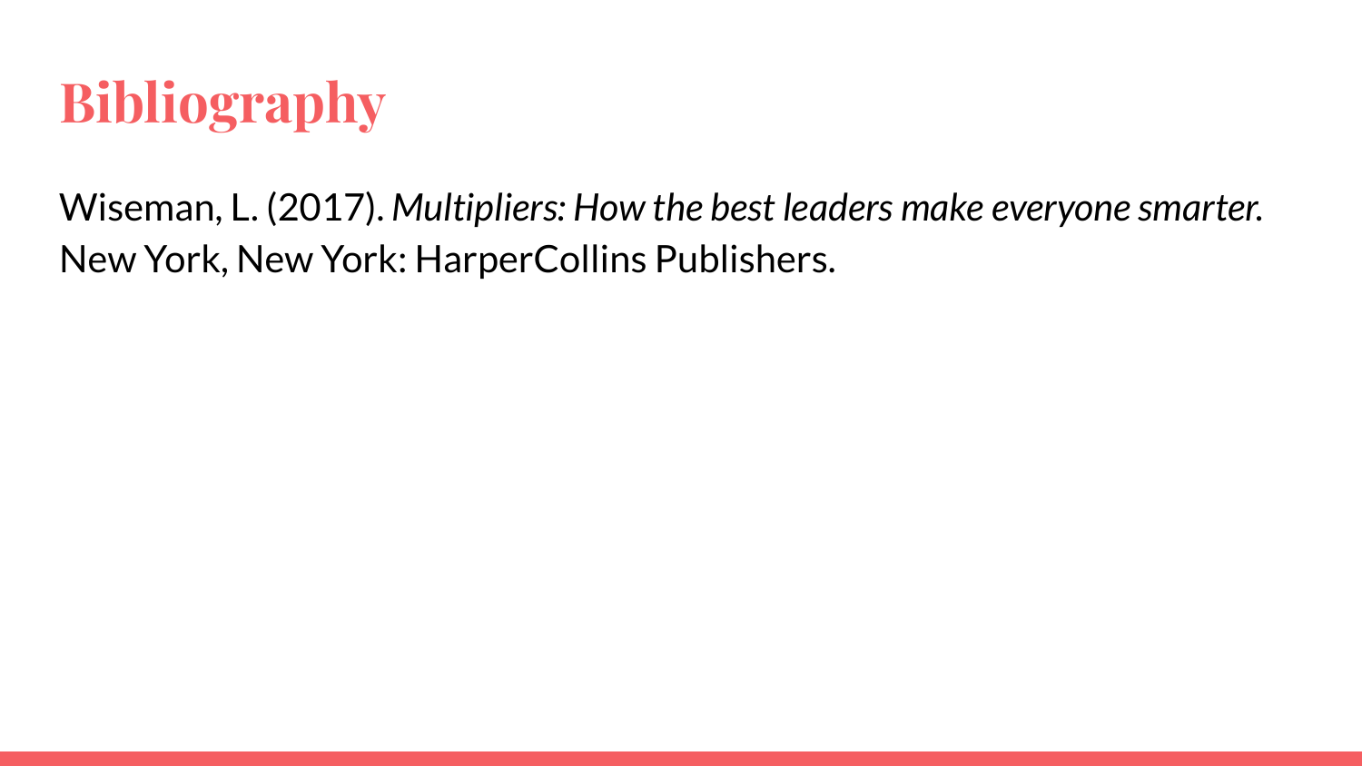# Bibliography

Wiseman, L. (2017). *Multipliers: How the best leaders make everyone smarter.* New York, New York: HarperCollins Publishers.